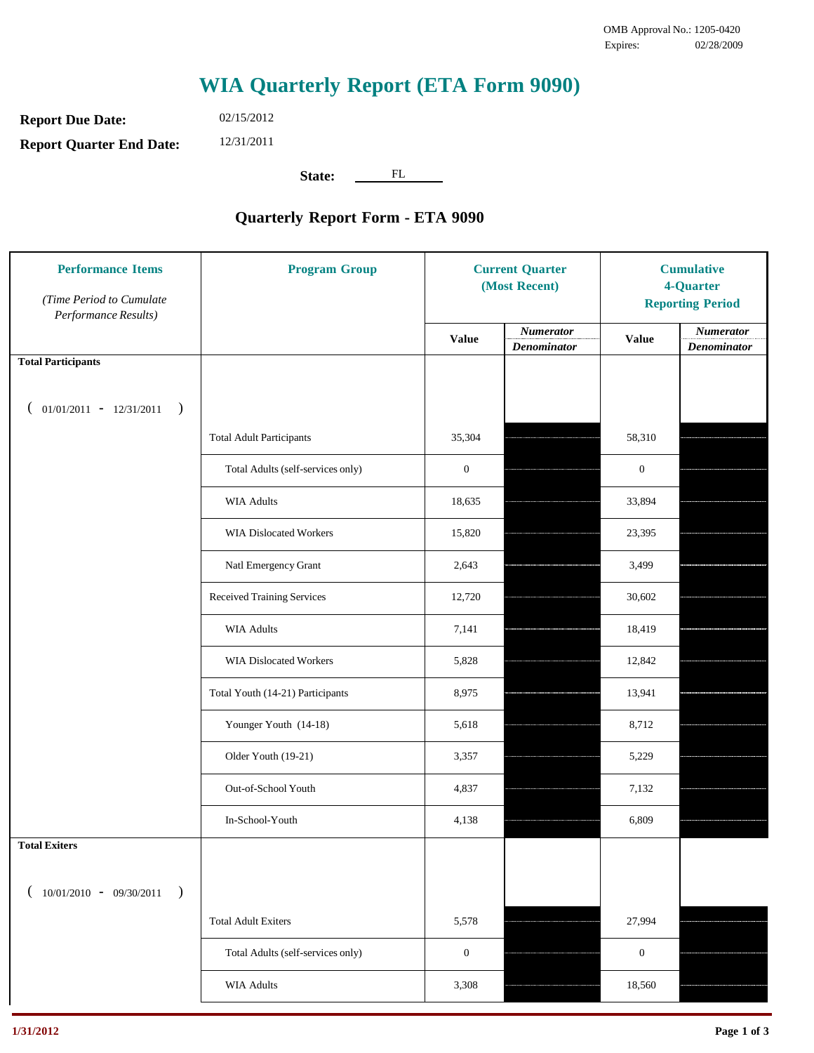OMB Approval No.: 1205-0420
Expires: 02/28/2009

# WIA Quarterly Report (ETA Form 9090)

**Report Due Date:** 02/15/2012

**Report Quarter End Date:** 12/31/2011

**State:** FL

## Quarterly Report Form - ETA 9090

| Performance Items *(Time Period to Cumulate Performance Results)* | Program Group | Current Quarter (Most Recent) | | Cumulative 4-Quarter Reporting Period | |
|---|---|---|---|---|---|
| | | Value | *Numerator* / *Denominator* | Value | *Numerator* / *Denominator* |
| **Total Participants** ( 01/01/2011 - 12/31/2011 ) | | | | | |
| | Total Adult Participants | 35,304 | | 58,310 | |
| | Total Adults (self-services only) | 0 | | 0 | |
| | WIA Adults | 18,635 | | 33,894 | |
| | WIA Dislocated Workers | 15,820 | | 23,395 | |
| | Natl Emergency Grant | 2,643 | | 3,499 | |
| | Received Training Services | 12,720 | | 30,602 | |
| | WIA Adults | 7,141 | | 18,419 | |
| | WIA Dislocated Workers | 5,828 | | 12,842 | |
| | Total Youth (14-21) Participants | 8,975 | | 13,941 | |
| | Younger Youth (14-18) | 5,618 | | 8,712 | |
| | Older Youth (19-21) | 3,357 | | 5,229 | |
| | Out-of-School Youth | 4,837 | | 7,132 | |
| | In-School-Youth | 4,138 | | 6,809 | |
| **Total Exiters** ( 10/01/2010 - 09/30/2011 ) | | | | | |
| | Total Adult Exiters | 5,578 | | 27,994 | |
| | Total Adults (self-services only) | 0 | | 0 | |
| | WIA Adults | 3,308 | | 18,560 | |

1/31/2012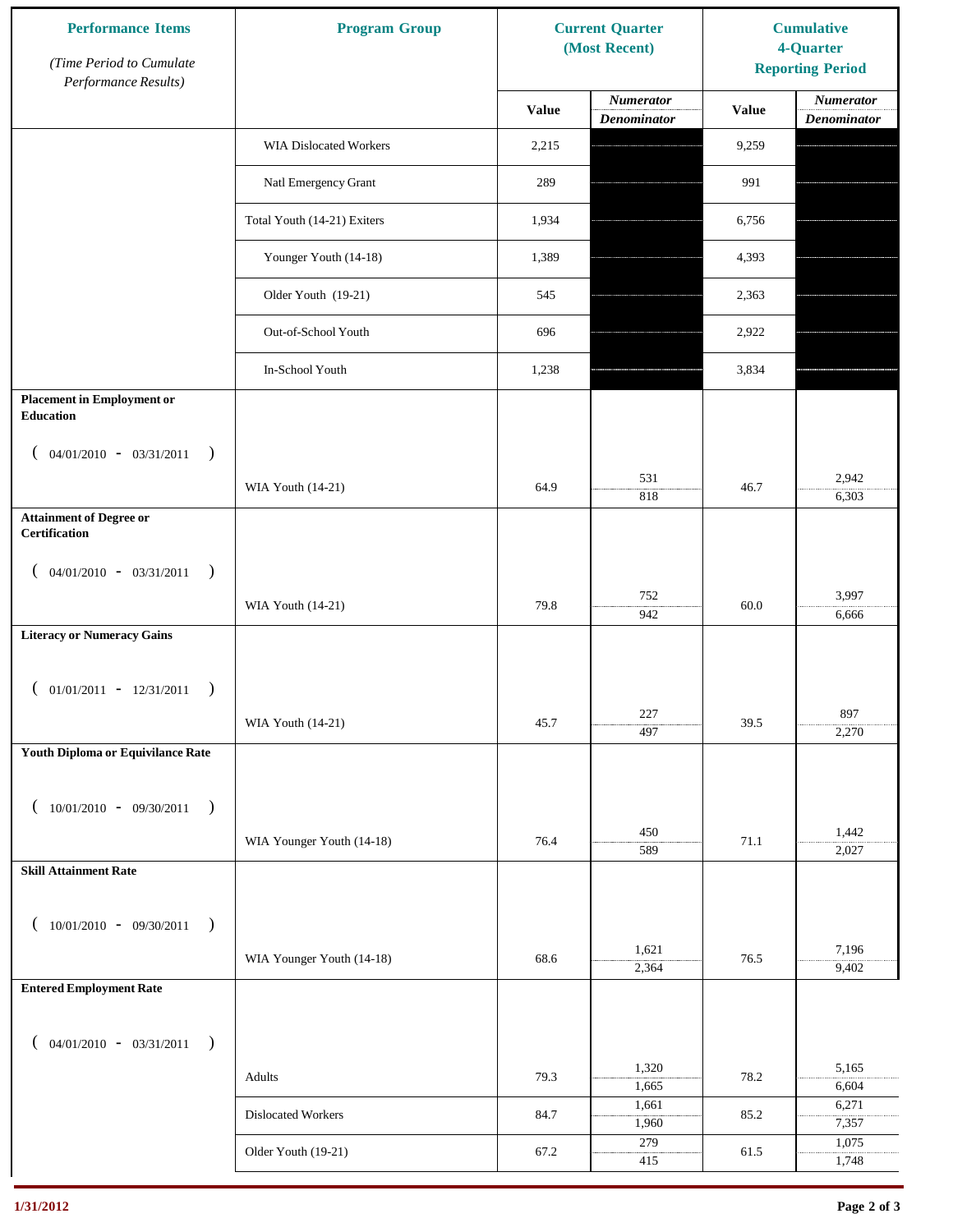| Performance Items *(Time Period to Cumulate Performance Results)* | Program Group | Current Quarter (Most Recent) | | Cumulative 4-Quarter Reporting Period | |
|---|---|---|---|---|---|
| | | Value | *Numerator* / *Denominator* | Value | *Numerator* / *Denominator* |
| | WIA Dislocated Workers | 2,215 | | 9,259 | |
| | Natl Emergency Grant | 289 | | 991 | |
| | Total Youth (14-21) Exiters | 1,934 | | 6,756 | |
| | Younger Youth (14-18) | 1,389 | | 4,393 | |
| | Older Youth (19-21) | 545 | | 2,363 | |
| | Out-of-School Youth | 696 | | 2,922 | |
| | In-School Youth | 1,238 | | 3,834 | |
| **Placement in Employment or Education** ( 04/01/2010 - 03/31/2011 ) | WIA Youth (14-21) | 64.9 | 531 / 818 | 46.7 | 2,942 / 6,303 |
| **Attainment of Degree or Certification** ( 04/01/2010 - 03/31/2011 ) | WIA Youth (14-21) | 79.8 | 752 / 942 | 60.0 | 3,997 / 6,666 |
| **Literacy or Numeracy Gains** ( 01/01/2011 - 12/31/2011 ) | WIA Youth (14-21) | 45.7 | 227 / 497 | 39.5 | 897 / 2,270 |
| **Youth Diploma or Equivilance Rate** ( 10/01/2010 - 09/30/2011 ) | WIA Younger Youth (14-18) | 76.4 | 450 / 589 | 71.1 | 1,442 / 2,027 |
| **Skill Attainment Rate** ( 10/01/2010 - 09/30/2011 ) | WIA Younger Youth (14-18) | 68.6 | 1,621 / 2,364 | 76.5 | 7,196 / 9,402 |
| **Entered Employment Rate** ( 04/01/2010 - 03/31/2011 ) | Adults | 79.3 | 1,320 / 1,665 | 78.2 | 5,165 / 6,604 |
| | Dislocated Workers | 84.7 | 1,661 / 1,960 | 85.2 | 6,271 / 7,357 |
| | Older Youth (19-21) | 67.2 | 279 / 415 | 61.5 | 1,075 / 1,748 |

1/31/2012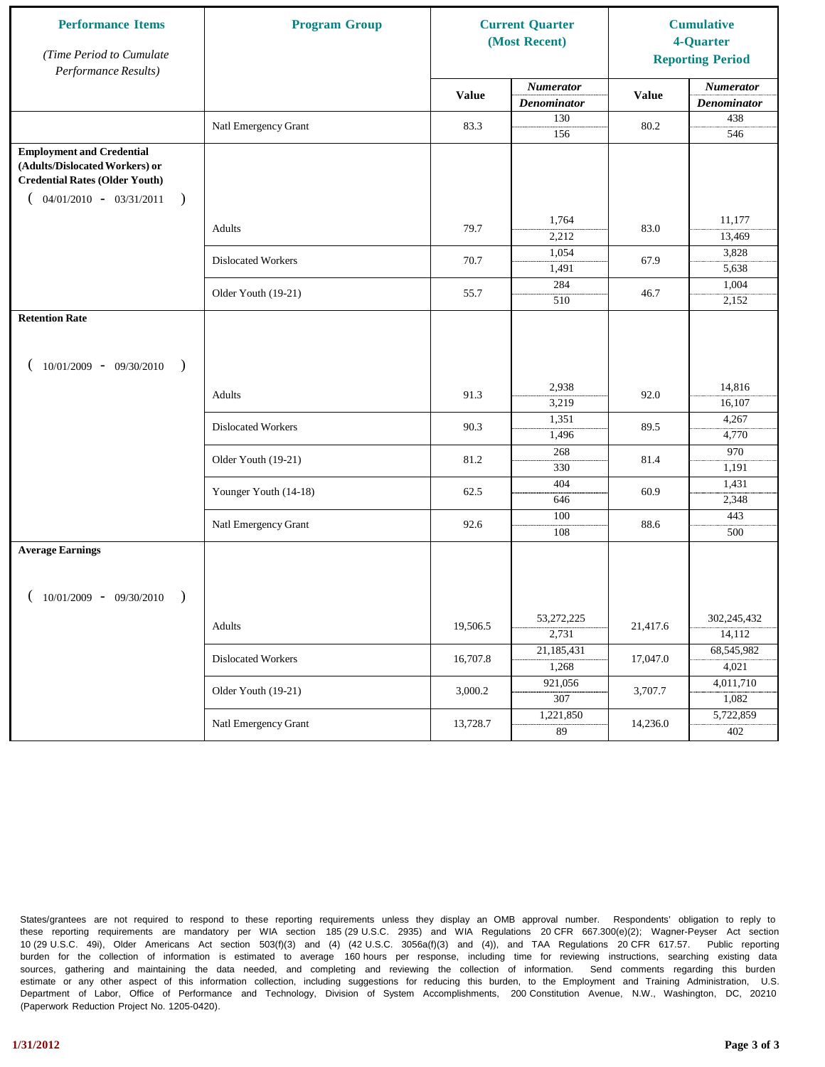| Performance Items *(Time Period to Cumulate Performance Results)* | Program Group | Current Quarter (Most Recent) | | Cumulative 4-Quarter Reporting Period | |
|---|---|---|---|---|---|
| | | Value | *Numerator* / *Denominator* | Value | *Numerator* / *Denominator* |
| | Natl Emergency Grant | 83.3 | 130 / 156 | 80.2 | 438 / 546 |
| **Employment and Credential (Adults/Dislocated Workers) or Credential Rates (Older Youth)** ( 04/01/2010 - 03/31/2011 ) | | | | | |
| | Adults | 79.7 | 1,764 / 2,212 | 83.0 | 11,177 / 13,469 |
| | Dislocated Workers | 70.7 | 1,054 / 1,491 | 67.9 | 3,828 / 5,638 |
| | Older Youth (19-21) | 55.7 | 284 / 510 | 46.7 | 1,004 / 2,152 |
| **Retention Rate** ( 10/01/2009 - 09/30/2010 ) | | | | | |
| | Adults | 91.3 | 2,938 / 3,219 | 92.0 | 14,816 / 16,107 |
| | Dislocated Workers | 90.3 | 1,351 / 1,496 | 89.5 | 4,267 / 4,770 |
| | Older Youth (19-21) | 81.2 | 268 / 330 | 81.4 | 970 / 1,191 |
| | Younger Youth (14-18) | 62.5 | 404 / 646 | 60.9 | 1,431 / 2,348 |
| | Natl Emergency Grant | 92.6 | 100 / 108 | 88.6 | 443 / 500 |
| **Average Earnings** ( 10/01/2009 - 09/30/2010 ) | | | | | |
| | Adults | 19,506.5 | 53,272,225 / 2,731 | 21,417.6 | 302,245,432 / 14,112 |
| | Dislocated Workers | 16,707.8 | 21,185,431 / 1,268 | 17,047.0 | 68,545,982 / 4,021 |
| | Older Youth (19-21) | 3,000.2 | 921,056 / 307 | 3,707.7 | 4,011,710 / 1,082 |
| | Natl Emergency Grant | 13,728.7 | 1,221,850 / 89 | 14,236.0 | 5,722,859 / 402 |

States/grantees are not required to respond to these reporting requirements unless they display an OMB approval number. Respondents' obligation to reply to these reporting requirements are mandatory per WIA section 185 (29 U.S.C. 2935) and WIA Regulations 20 CFR 667.300(e)(2); Wagner-Peyser Act section 10 (29 U.S.C. 49i), Older Americans Act section 503(f)(3) and (4) (42 U.S.C. 3056a(f)(3) and (4)), and TAA Regulations 20 CFR 617.57. Public reporting burden for the collection of information is estimated to average 160 hours per response, including time for reviewing instructions, searching existing data sources, gathering and maintaining the data needed, and completing and reviewing the collection of information. Send comments regarding this burden estimate or any other aspect of this information collection, including suggestions for reducing this burden, to the Employment and Training Administration, U.S. Department of Labor, Office of Performance and Technology, Division of System Accomplishments, 200 Constitution Avenue, N.W., Washington, DC, 20210 (Paperwork Reduction Project No. 1205-0420).

1/31/2012